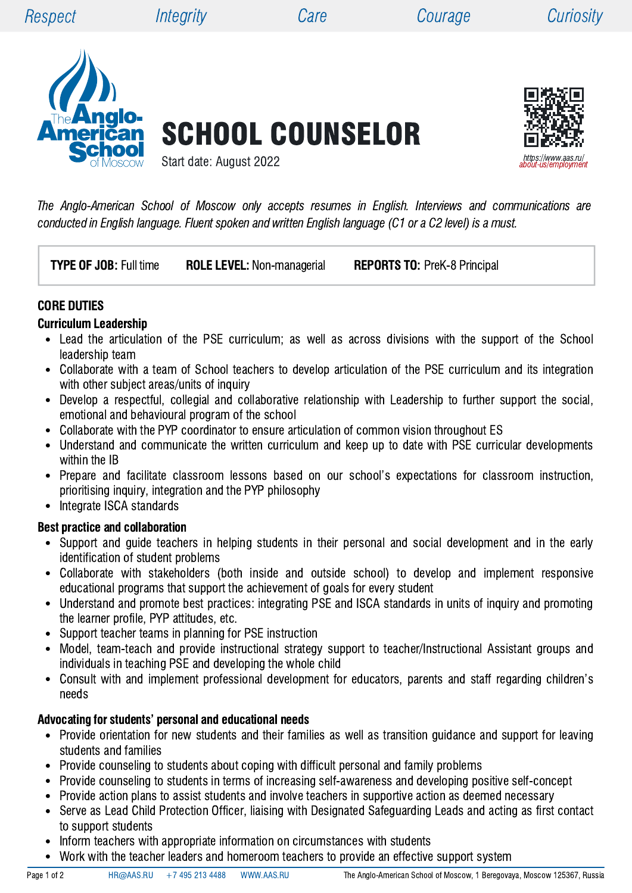Respect Integrity Care Courage Curiosity

# SCHOOL COUNSELOR

Start date: August 2022

https://www.aas.ru/about-us/employment

*The Anglo-American School of Moscow only accepts resumes in English. Interviews and communications are conducted in English language. Fluent spoken and written English language (C1 or a C2 level) is a must.*

**TYPE OF JOB:** Full time **ROLE LEVEL:** Non-managerial **REPORTS TO:** PreK-8 Principal

## CORE DUTIES

### Curriculum Leadership

- Lead the articulation of the PSE curriculum; as well as across divisions with the support of the School leadership team
- Collaborate with a team of School teachers to develop articulation of the PSE curriculum and its integration with other subject areas/units of inquiry
- Develop a respectful, collegial and collaborative relationship with Leadership to further support the social, emotional and behavioural program of the school
- Collaborate with the PYP coordinator to ensure articulation of common vision throughout ES
- Understand and communicate the written curriculum and keep up to date with PSE curricular developments within the IB
- Prepare and facilitate classroom lessons based on our school's expectations for classroom instruction, prioritising inquiry, integration and the PYP philosophy
- Integrate ISCA standards

### Best practice and collaboration

- Support and guide teachers in helping students in their personal and social development and in the early identification of student problems
- Collaborate with stakeholders (both inside and outside school) to develop and implement responsive educational programs that support the achievement of goals for every student
- Understand and promote best practices: integrating PSE and ISCA standards in units of inquiry and promoting the learner profile, PYP attitudes, etc.
- Support teacher teams in planning for PSE instruction
- Model, team-teach and provide instructional strategy support to teacher/Instructional Assistant groups and individuals in teaching PSE and developing the whole child
- Consult with and implement professional development for educators, parents and staff regarding children's needs

### Advocating for students' personal and educational needs

- Provide orientation for new students and their families as well as transition guidance and support for leaving students and families
- Provide counseling to students about coping with difficult personal and family problems
- Provide counseling to students in terms of increasing self-awareness and developing positive self-concept
- Provide action plans to assist students and involve teachers in supportive action as deemed necessary
- Serve as Lead Child Protection Officer, liaising with Designated Safeguarding Leads and acting as first contact to support students
- Inform teachers with appropriate information on circumstances with students
- Work with the teacher leaders and homeroom teachers to provide an effective support system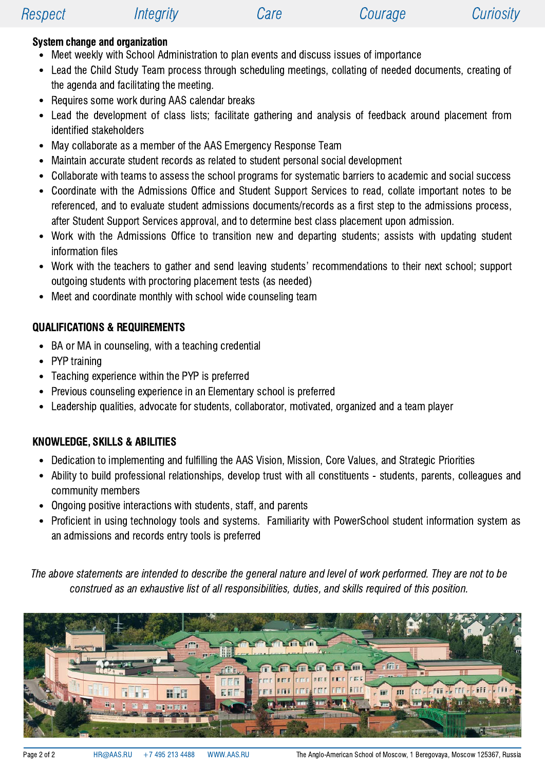**System change and organization**

- Meet weekly with School Administration to plan events and discuss issues of importance
- Lead the Child Study Team process through scheduling meetings, collating of needed documents, creating of the agenda and facilitating the meeting.
- Requires some work during AAS calendar breaks
- Lead the development of class lists; facilitate gathering and analysis of feedback around placement from identified stakeholders
- May collaborate as a member of the AAS Emergency Response Team
- Maintain accurate student records as related to student personal social development
- Collaborate with teams to assess the school programs for systematic barriers to academic and social success
- Coordinate with the Admissions Office and Student Support Services to read, collate important notes to be referenced, and to evaluate student admissions documents/records as a first step to the admissions process, after Student Support Services approval, and to determine best class placement upon admission.
- Work with the Admissions Office to transition new and departing students; assists with updating student information files
- Work with the teachers to gather and send leaving students' recommendations to their next school; support outgoing students with proctoring placement tests (as needed)
- Meet and coordinate monthly with school wide counseling team

## QUALIFICATIONS & REQUIREMENTS

- BA or MA in counseling, with a teaching credential
- PYP training
- Teaching experience within the PYP is preferred
- Previous counseling experience in an Elementary school is preferred
- Leadership qualities, advocate for students, collaborator, motivated, organized and a team player

## KNOWLEDGE, SKILLS & ABILITIES

- Dedication to implementing and fulfilling the AAS Vision, Mission, Core Values, and Strategic Priorities
- Ability to build professional relationships, develop trust with all constituents - students, parents, colleagues and community members
- Ongoing positive interactions with students, staff, and parents
- Proficient in using technology tools and systems. Familiarity with PowerSchool student information system as an admissions and records entry tools is preferred

*The above statements are intended to describe the general nature and level of work performed. They are not to be construed as an exhaustive list of all responsibilities, duties, and skills required of this position.*